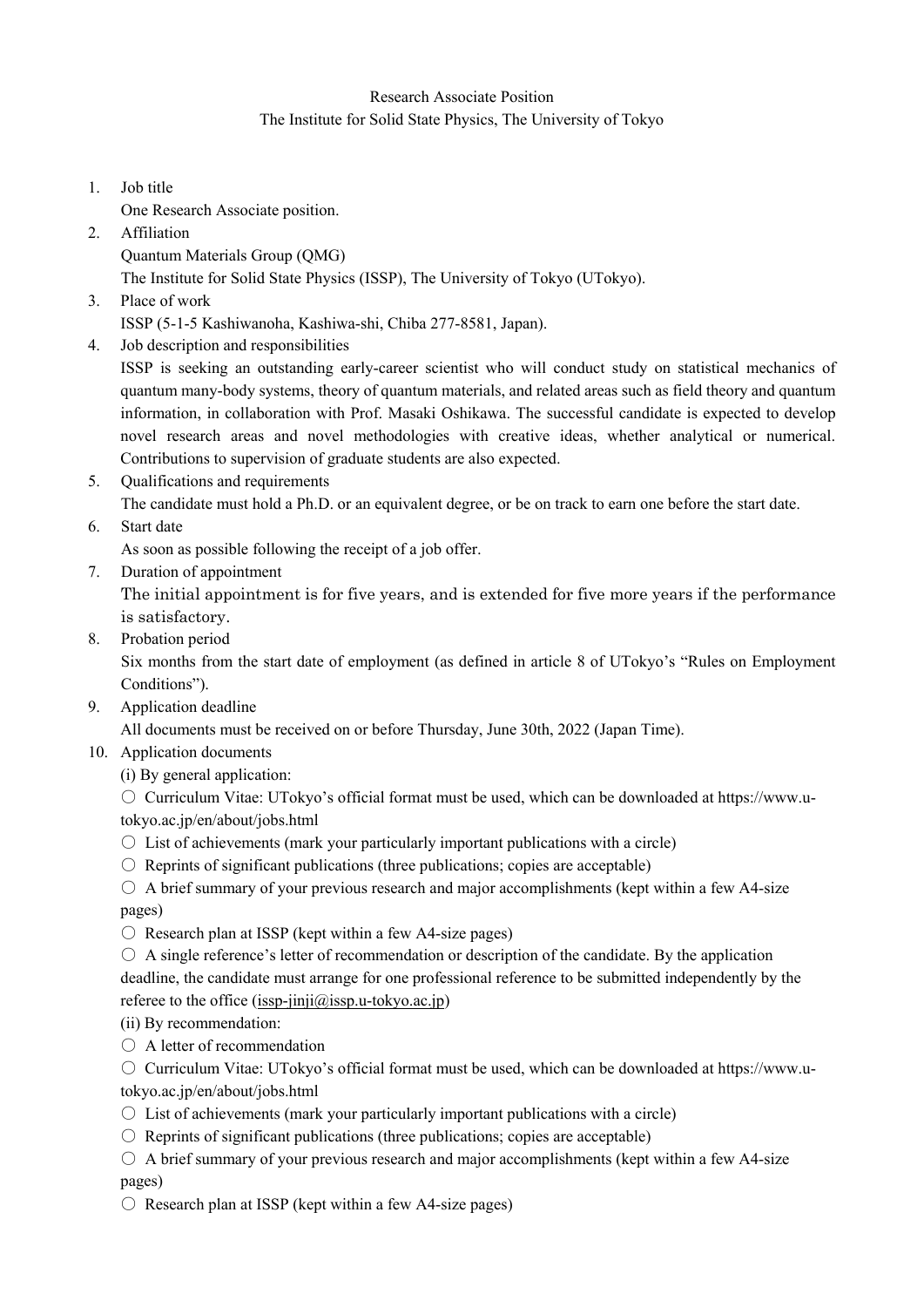Research Associate Position
The Institute for Solid State Physics, The University of Tokyo

1. Job title
   One Research Associate position.
2. Affiliation
   Quantum Materials Group (QMG)
   The Institute for Solid State Physics (ISSP), The University of Tokyo (UTokyo).
3. Place of work
   ISSP (5-1-5 Kashiwanoha, Kashiwa-shi, Chiba 277-8581, Japan).
4. Job description and responsibilities
   ISSP is seeking an outstanding early-career scientist who will conduct study on statistical mechanics of quantum many-body systems, theory of quantum materials, and related areas such as field theory and quantum information, in collaboration with Prof. Masaki Oshikawa. The successful candidate is expected to develop novel research areas and novel methodologies with creative ideas, whether analytical or numerical. Contributions to supervision of graduate students are also expected.
5. Qualifications and requirements
   The candidate must hold a Ph.D. or an equivalent degree, or be on track to earn one before the start date.
6. Start date
   As soon as possible following the receipt of a job offer.
7. Duration of appointment
   The initial appointment is for five years, and is extended for five more years if the performance is satisfactory.
8. Probation period
   Six months from the start date of employment (as defined in article 8 of UTokyo's "Rules on Employment Conditions").
9. Application deadline
   All documents must be received on or before Thursday, June 30th, 2022 (Japan Time).
10. Application documents

    (i) By general application:

    ○ Curriculum Vitae: UTokyo's official format must be used, which can be downloaded at https://www.u-tokyo.ac.jp/en/about/jobs.html

    ○ List of achievements (mark your particularly important publications with a circle)

    ○ Reprints of significant publications (three publications; copies are acceptable)

    ○ A brief summary of your previous research and major accomplishments (kept within a few A4-size pages)

    ○ Research plan at ISSP (kept within a few A4-size pages)

    ○ A single reference's letter of recommendation or description of the candidate. By the application deadline, the candidate must arrange for one professional reference to be submitted independently by the referee to the office (issp-jinji@issp.u-tokyo.ac.jp)

    (ii) By recommendation:

    ○ A letter of recommendation

    ○ Curriculum Vitae: UTokyo's official format must be used, which can be downloaded at https://www.u-tokyo.ac.jp/en/about/jobs.html

    ○ List of achievements (mark your particularly important publications with a circle)

    ○ Reprints of significant publications (three publications; copies are acceptable)

    ○ A brief summary of your previous research and major accomplishments (kept within a few A4-size pages)

    ○ Research plan at ISSP (kept within a few A4-size pages)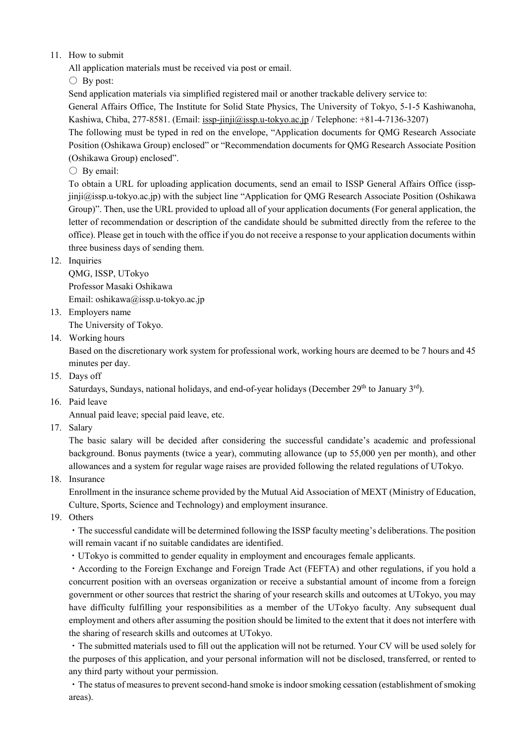11. How to submit

    All application materials must be received via post or email.

    ○ By post:

    Send application materials via simplified registered mail or another trackable delivery service to:

    General Affairs Office, The Institute for Solid State Physics, The University of Tokyo, 5-1-5 Kashiwanoha, Kashiwa, Chiba, 277-8581. (Email: issp-jinji@issp.u-tokyo.ac.jp / Telephone: +81-4-7136-3207)

    The following must be typed in red on the envelope, "Application documents for QMG Research Associate Position (Oshikawa Group) enclosed" or "Recommendation documents for QMG Research Associate Position (Oshikawa Group) enclosed".

    ○ By email:

    To obtain a URL for uploading application documents, send an email to ISSP General Affairs Office (issp-jinji@issp.u-tokyo.ac.jp) with the subject line "Application for QMG Research Associate Position (Oshikawa Group)". Then, use the URL provided to upload all of your application documents (For general application, the letter of recommendation or description of the candidate should be submitted directly from the referee to the office). Please get in touch with the office if you do not receive a response to your application documents within three business days of sending them.

12. Inquiries

    QMG, ISSP, UTokyo

    Professor Masaki Oshikawa

    Email: oshikawa@issp.u-tokyo.ac.jp

13. Employers name

    The University of Tokyo.

14. Working hours

    Based on the discretionary work system for professional work, working hours are deemed to be 7 hours and 45 minutes per day.

15. Days off

    Saturdays, Sundays, national holidays, and end-of-year holidays (December 29th to January 3rd).

16. Paid leave

    Annual paid leave; special paid leave, etc.

17. Salary

    The basic salary will be decided after considering the successful candidate's academic and professional background. Bonus payments (twice a year), commuting allowance (up to 55,000 yen per month), and other allowances and a system for regular wage raises are provided following the related regulations of UTokyo.

18. Insurance

    Enrollment in the insurance scheme provided by the Mutual Aid Association of MEXT (Ministry of Education, Culture, Sports, Science and Technology) and employment insurance.

19. Others

    ・The successful candidate will be determined following the ISSP faculty meeting's deliberations. The position will remain vacant if no suitable candidates are identified.

    ・UTokyo is committed to gender equality in employment and encourages female applicants.

    ・According to the Foreign Exchange and Foreign Trade Act (FEFTA) and other regulations, if you hold a concurrent position with an overseas organization or receive a substantial amount of income from a foreign government or other sources that restrict the sharing of your research skills and outcomes at UTokyo, you may have difficulty fulfilling your responsibilities as a member of the UTokyo faculty. Any subsequent dual employment and others after assuming the position should be limited to the extent that it does not interfere with the sharing of research skills and outcomes at UTokyo.

    ・The submitted materials used to fill out the application will not be returned. Your CV will be used solely for the purposes of this application, and your personal information will not be disclosed, transferred, or rented to any third party without your permission.

    ・The status of measures to prevent second-hand smoke is indoor smoking cessation (establishment of smoking areas).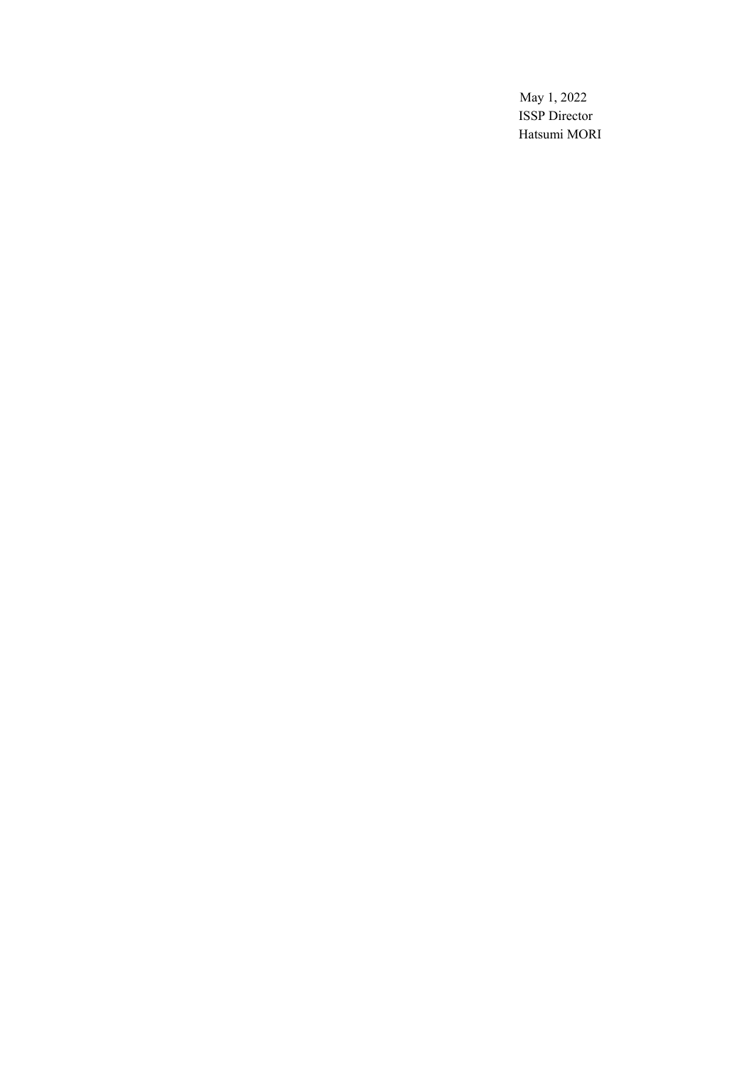May 1, 2022

ISSP Director

Hatsumi MORI